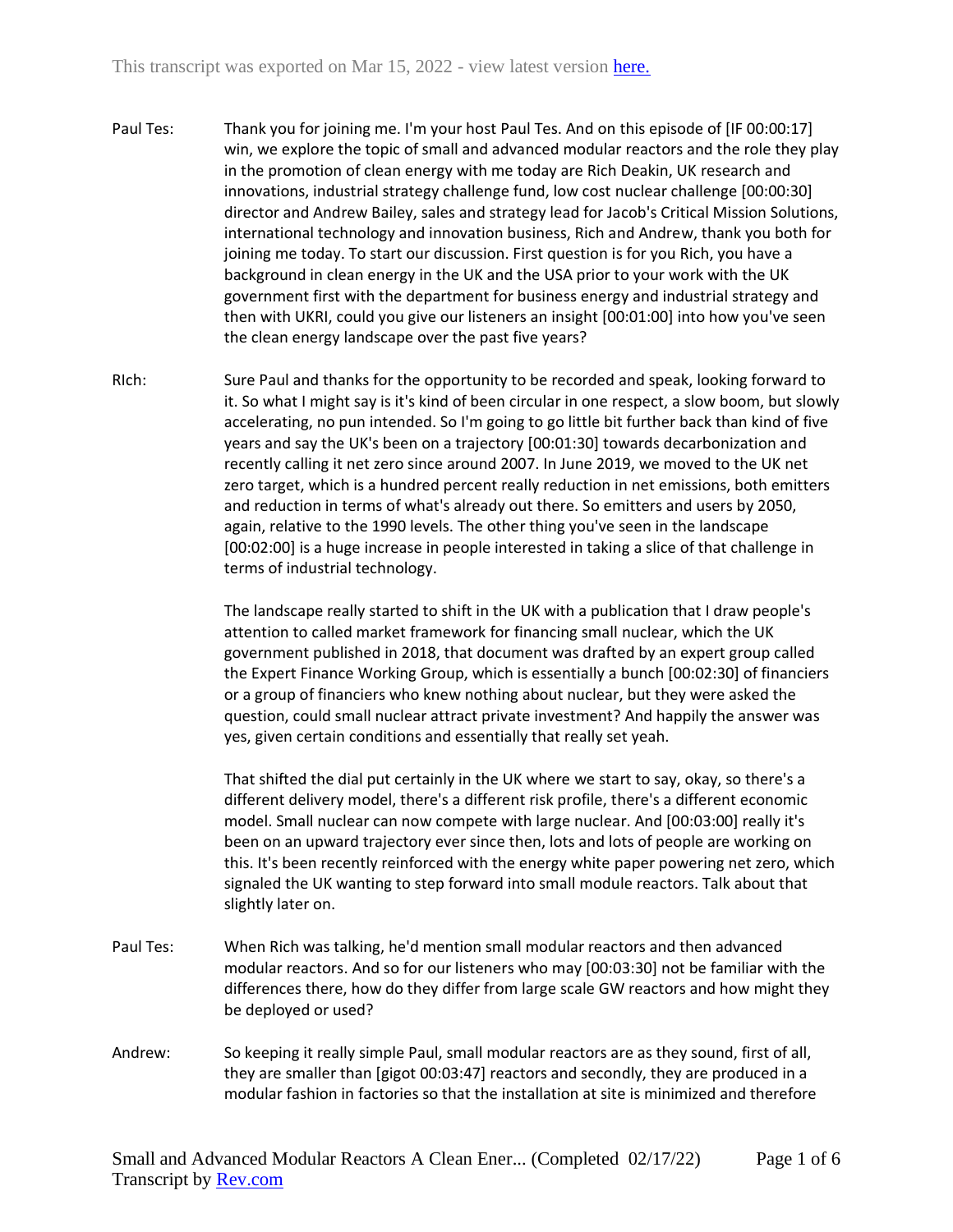This transcript was exported on Mar 15, 2022 - view latest version [here.](#)

Paul Tes: Thank you for joining me. I'm your host Paul Tes. And on this episode of [IF 00:00:17] win, we explore the topic of small and advanced modular reactors and the role they play in the promotion of clean energy with me today are Rich Deakin, UK research and innovations, industrial strategy challenge fund, low cost nuclear challenge [00:00:30] director and Andrew Bailey, sales and strategy lead for Jacob's Critical Mission Solutions, international technology and innovation business, Rich and Andrew, thank you both for joining me today. To start our discussion. First question is for you Rich, you have a background in clean energy in the UK and the USA prior to your work with the UK government first with the department for business energy and industrial strategy and then with UKRI, could you give our listeners an insight [00:01:00] into how you've seen the clean energy landscape over the past five years?

RIch: Sure Paul and thanks for the opportunity to be recorded and speak, looking forward to it. So what I might say is it's kind of been circular in one respect, a slow boom, but slowly accelerating, no pun intended. So I'm going to go little bit further back than kind of five years and say the UK's been on a trajectory [00:01:30] towards decarbonization and recently calling it net zero since around 2007. In June 2019, we moved to the UK net zero target, which is a hundred percent really reduction in net emissions, both emitters and reduction in terms of what's already out there. So emitters and users by 2050, again, relative to the 1990 levels. The other thing you've seen in the landscape [00:02:00] is a huge increase in people interested in taking a slice of that challenge in terms of industrial technology.

The landscape really started to shift in the UK with a publication that I draw people's attention to called market framework for financing small nuclear, which the UK government published in 2018, that document was drafted by an expert group called the Expert Finance Working Group, which is essentially a bunch [00:02:30] of financiers or a group of financiers who knew nothing about nuclear, but they were asked the question, could small nuclear attract private investment? And happily the answer was yes, given certain conditions and essentially that really set yeah.

That shifted the dial put certainly in the UK where we start to say, okay, so there's a different delivery model, there's a different risk profile, there's a different economic model. Small nuclear can now compete with large nuclear. And [00:03:00] really it's been on an upward trajectory ever since then, lots and lots of people are working on this. It's been recently reinforced with the energy white paper powering net zero, which signaled the UK wanting to step forward into small module reactors. Talk about that slightly later on.

Paul Tes: When Rich was talking, he'd mention small modular reactors and then advanced modular reactors. And so for our listeners who may [00:03:30] not be familiar with the differences there, how do they differ from large scale GW reactors and how might they be deployed or used?

Andrew: So keeping it really simple Paul, small modular reactors are as they sound, first of all, they are smaller than [gigot 00:03:47] reactors and secondly, they are produced in a modular fashion in factories so that the installation at site is minimized and therefore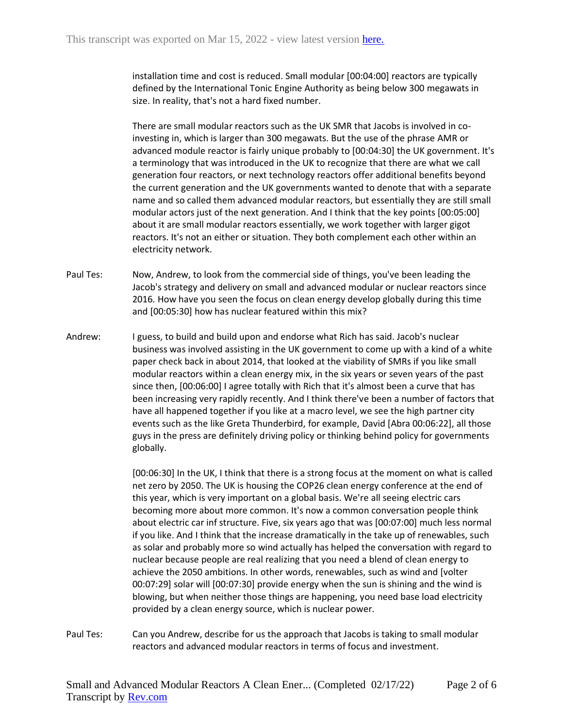installation time and cost is reduced. Small modular [00:04:00] reactors are typically defined by the International Tonic Engine Authority as being below 300 megawats in size. In reality, that's not a hard fixed number.

There are small modular reactors such as the UK SMR that Jacobs is involved in co-investing in, which is larger than 300 megawats. But the use of the phrase AMR or advanced module reactor is fairly unique probably to [00:04:30] the UK government. It's a terminology that was introduced in the UK to recognize that there are what we call generation four reactors, or next technology reactors offer additional benefits beyond the current generation and the UK governments wanted to denote that with a separate name and so called them advanced modular reactors, but essentially they are still small modular actors just of the next generation. And I think that the key points [00:05:00] about it are small modular reactors essentially, we work together with larger gigot reactors. It's not an either or situation. They both complement each other within an electricity network.

Paul Tes: Now, Andrew, to look from the commercial side of things, you've been leading the Jacob's strategy and delivery on small and advanced modular or nuclear reactors since 2016. How have you seen the focus on clean energy develop globally during this time and [00:05:30] how has nuclear featured within this mix?

Andrew: I guess, to build and build upon and endorse what Rich has said. Jacob's nuclear business was involved assisting in the UK government to come up with a kind of a white paper check back in about 2014, that looked at the viability of SMRs if you like small modular reactors within a clean energy mix, in the six years or seven years of the past since then, [00:06:00] I agree totally with Rich that it's almost been a curve that has been increasing very rapidly recently. And I think there've been a number of factors that have all happened together if you like at a macro level, we see the high partner city events such as the like Greta Thunderbird, for example, David [Abra 00:06:22], all those guys in the press are definitely driving policy or thinking behind policy for governments globally.

[00:06:30] In the UK, I think that there is a strong focus at the moment on what is called net zero by 2050. The UK is housing the COP26 clean energy conference at the end of this year, which is very important on a global basis. We're all seeing electric cars becoming more about more common. It's now a common conversation people think about electric car inf structure. Five, six years ago that was [00:07:00] much less normal if you like. And I think that the increase dramatically in the take up of renewables, such as solar and probably more so wind actually has helped the conversation with regard to nuclear because people are real realizing that you need a blend of clean energy to achieve the 2050 ambitions. In other words, renewables, such as wind and [volter 00:07:29] solar will [00:07:30] provide energy when the sun is shining and the wind is blowing, but when neither those things are happening, you need base load electricity provided by a clean energy source, which is nuclear power.

Paul Tes: Can you Andrew, describe for us the approach that Jacobs is taking to small modular reactors and advanced modular reactors in terms of focus and investment.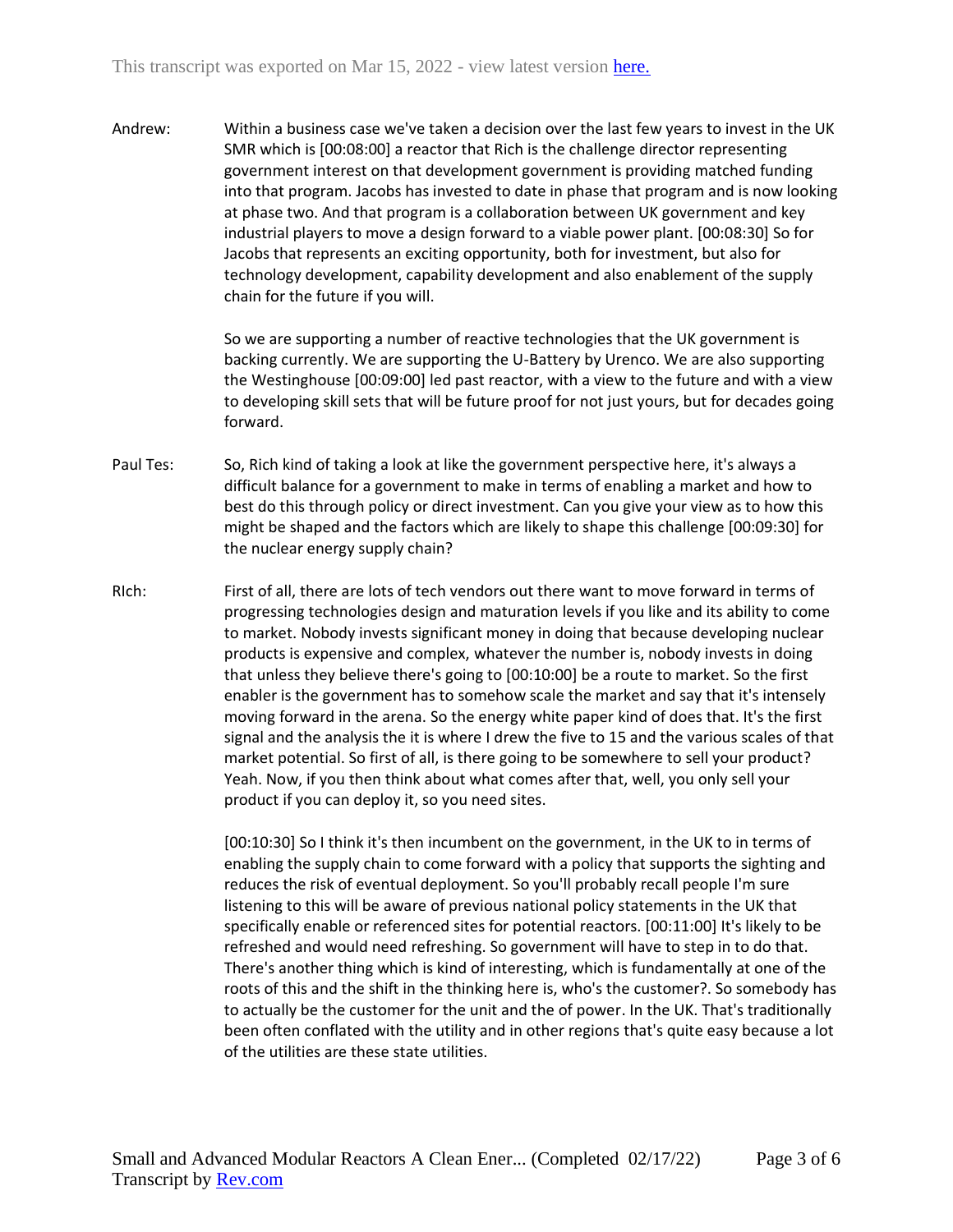Andrew: Within a business case we've taken a decision over the last few years to invest in the UK SMR which is [00:08:00] a reactor that Rich is the challenge director representing government interest on that development government is providing matched funding into that program. Jacobs has invested to date in phase that program and is now looking at phase two. And that program is a collaboration between UK government and key industrial players to move a design forward to a viable power plant. [00:08:30] So for Jacobs that represents an exciting opportunity, both for investment, but also for technology development, capability development and also enablement of the supply chain for the future if you will.

So we are supporting a number of reactive technologies that the UK government is backing currently. We are supporting the U-Battery by Urenco. We are also supporting the Westinghouse [00:09:00] led past reactor, with a view to the future and with a view to developing skill sets that will be future proof for not just yours, but for decades going forward.

Paul Tes: So, Rich kind of taking a look at like the government perspective here, it's always a difficult balance for a government to make in terms of enabling a market and how to best do this through policy or direct investment. Can you give your view as to how this might be shaped and the factors which are likely to shape this challenge [00:09:30] for the nuclear energy supply chain?

RIch: First of all, there are lots of tech vendors out there want to move forward in terms of progressing technologies design and maturation levels if you like and its ability to come to market. Nobody invests significant money in doing that because developing nuclear products is expensive and complex, whatever the number is, nobody invests in doing that unless they believe there's going to [00:10:00] be a route to market. So the first enabler is the government has to somehow scale the market and say that it's intensely moving forward in the arena. So the energy white paper kind of does that. It's the first signal and the analysis the it is where I drew the five to 15 and the various scales of that market potential. So first of all, is there going to be somewhere to sell your product? Yeah. Now, if you then think about what comes after that, well, you only sell your product if you can deploy it, so you need sites.

[00:10:30] So I think it's then incumbent on the government, in the UK to in terms of enabling the supply chain to come forward with a policy that supports the sighting and reduces the risk of eventual deployment. So you'll probably recall people I'm sure listening to this will be aware of previous national policy statements in the UK that specifically enable or referenced sites for potential reactors. [00:11:00] It's likely to be refreshed and would need refreshing. So government will have to step in to do that. There's another thing which is kind of interesting, which is fundamentally at one of the roots of this and the shift in the thinking here is, who's the customer?. So somebody has to actually be the customer for the unit and the of power. In the UK. That's traditionally been often conflated with the utility and in other regions that's quite easy because a lot of the utilities are these state utilities.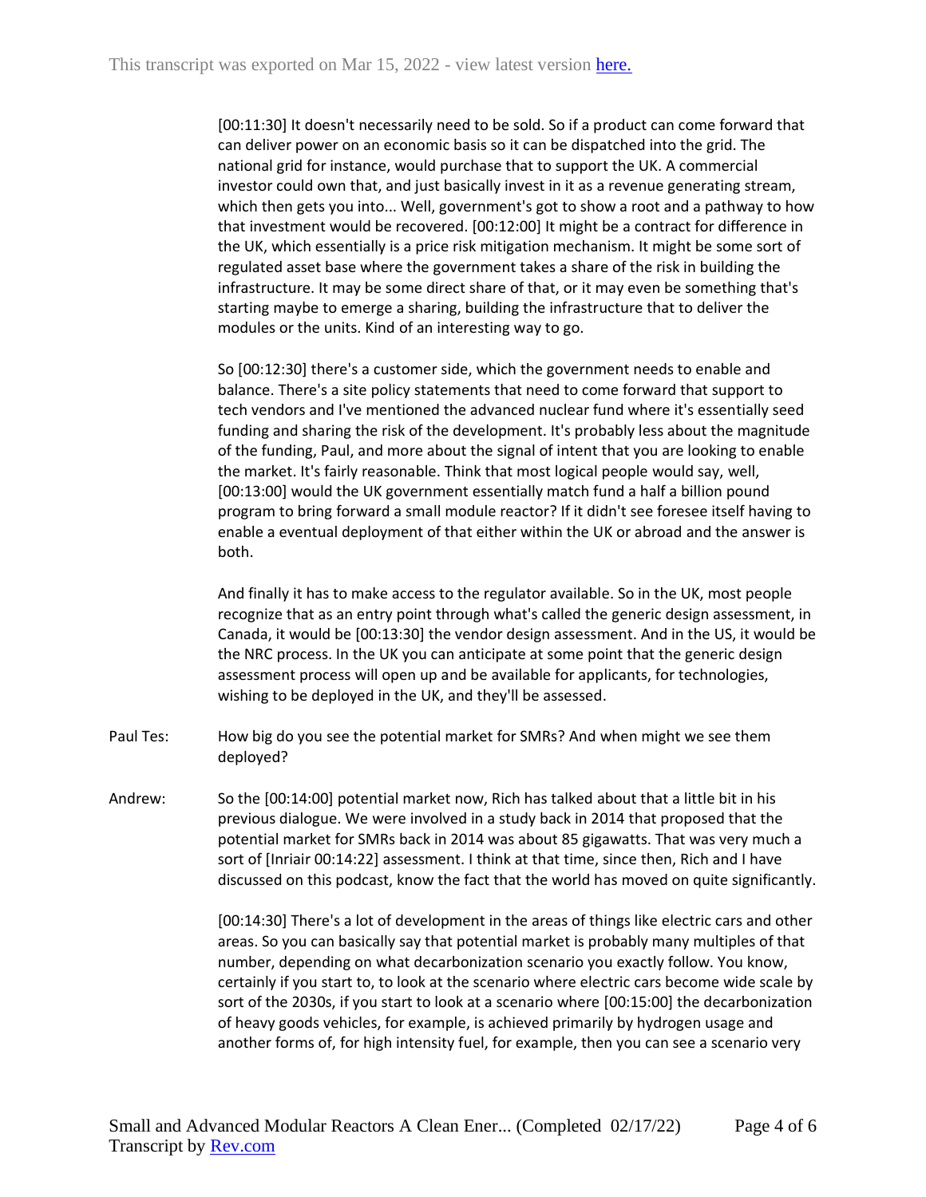[00:11:30] It doesn't necessarily need to be sold. So if a product can come forward that can deliver power on an economic basis so it can be dispatched into the grid. The national grid for instance, would purchase that to support the UK. A commercial investor could own that, and just basically invest in it as a revenue generating stream, which then gets you into... Well, government's got to show a root and a pathway to how that investment would be recovered. [00:12:00] It might be a contract for difference in the UK, which essentially is a price risk mitigation mechanism. It might be some sort of regulated asset base where the government takes a share of the risk in building the infrastructure. It may be some direct share of that, or it may even be something that's starting maybe to emerge a sharing, building the infrastructure that to deliver the modules or the units. Kind of an interesting way to go.

So [00:12:30] there's a customer side, which the government needs to enable and balance. There's a site policy statements that need to come forward that support to tech vendors and I've mentioned the advanced nuclear fund where it's essentially seed funding and sharing the risk of the development. It's probably less about the magnitude of the funding, Paul, and more about the signal of intent that you are looking to enable the market. It's fairly reasonable. Think that most logical people would say, well, [00:13:00] would the UK government essentially match fund a half a billion pound program to bring forward a small module reactor? If it didn't see foresee itself having to enable a eventual deployment of that either within the UK or abroad and the answer is both.

And finally it has to make access to the regulator available. So in the UK, most people recognize that as an entry point through what's called the generic design assessment, in Canada, it would be [00:13:30] the vendor design assessment. And in the US, it would be the NRC process. In the UK you can anticipate at some point that the generic design assessment process will open up and be available for applicants, for technologies, wishing to be deployed in the UK, and they'll be assessed.

Paul Tes: How big do you see the potential market for SMRs? And when might we see them deployed?

Andrew: So the [00:14:00] potential market now, Rich has talked about that a little bit in his previous dialogue. We were involved in a study back in 2014 that proposed that the potential market for SMRs back in 2014 was about 85 gigawatts. That was very much a sort of [Inriair 00:14:22] assessment. I think at that time, since then, Rich and I have discussed on this podcast, know the fact that the world has moved on quite significantly.

[00:14:30] There's a lot of development in the areas of things like electric cars and other areas. So you can basically say that potential market is probably many multiples of that number, depending on what decarbonization scenario you exactly follow. You know, certainly if you start to, to look at the scenario where electric cars become wide scale by sort of the 2030s, if you start to look at a scenario where [00:15:00] the decarbonization of heavy goods vehicles, for example, is achieved primarily by hydrogen usage and another forms of, for high intensity fuel, for example, then you can see a scenario very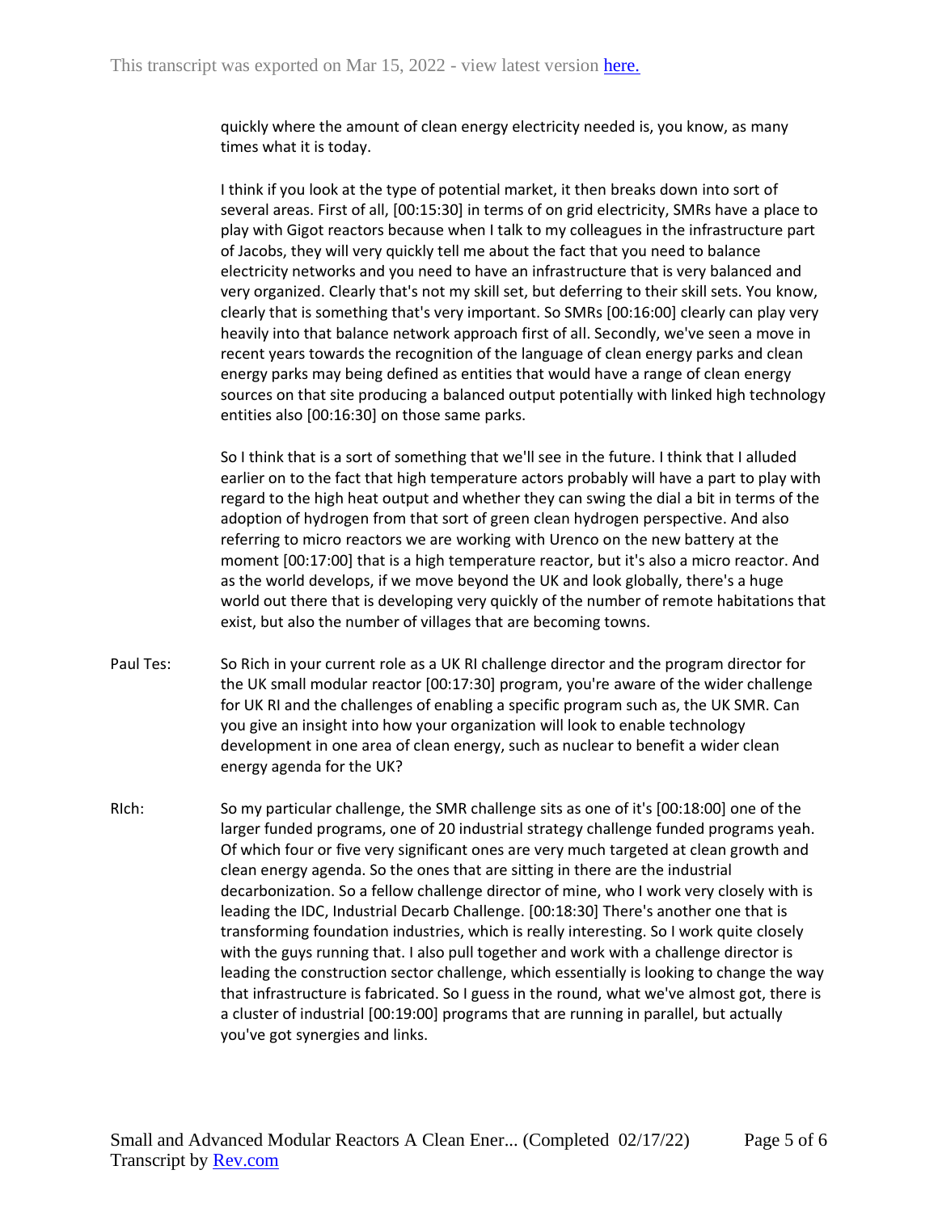quickly where the amount of clean energy electricity needed is, you know, as many times what it is today.

I think if you look at the type of potential market, it then breaks down into sort of several areas. First of all, [00:15:30] in terms of on grid electricity, SMRs have a place to play with Gigot reactors because when I talk to my colleagues in the infrastructure part of Jacobs, they will very quickly tell me about the fact that you need to balance electricity networks and you need to have an infrastructure that is very balanced and very organized. Clearly that's not my skill set, but deferring to their skill sets. You know, clearly that is something that's very important. So SMRs [00:16:00] clearly can play very heavily into that balance network approach first of all. Secondly, we've seen a move in recent years towards the recognition of the language of clean energy parks and clean energy parks may being defined as entities that would have a range of clean energy sources on that site producing a balanced output potentially with linked high technology entities also [00:16:30] on those same parks.

So I think that is a sort of something that we'll see in the future. I think that I alluded earlier on to the fact that high temperature actors probably will have a part to play with regard to the high heat output and whether they can swing the dial a bit in terms of the adoption of hydrogen from that sort of green clean hydrogen perspective. And also referring to micro reactors we are working with Urenco on the new battery at the moment [00:17:00] that is a high temperature reactor, but it's also a micro reactor. And as the world develops, if we move beyond the UK and look globally, there's a huge world out there that is developing very quickly of the number of remote habitations that exist, but also the number of villages that are becoming towns.

Paul Tes: So Rich in your current role as a UK RI challenge director and the program director for the UK small modular reactor [00:17:30] program, you're aware of the wider challenge for UK RI and the challenges of enabling a specific program such as, the UK SMR. Can you give an insight into how your organization will look to enable technology development in one area of clean energy, such as nuclear to benefit a wider clean energy agenda for the UK?

RIch: So my particular challenge, the SMR challenge sits as one of it's [00:18:00] one of the larger funded programs, one of 20 industrial strategy challenge funded programs yeah. Of which four or five very significant ones are very much targeted at clean growth and clean energy agenda. So the ones that are sitting in there are the industrial decarbonization. So a fellow challenge director of mine, who I work very closely with is leading the IDC, Industrial Decarb Challenge. [00:18:30] There's another one that is transforming foundation industries, which is really interesting. So I work quite closely with the guys running that. I also pull together and work with a challenge director is leading the construction sector challenge, which essentially is looking to change the way that infrastructure is fabricated. So I guess in the round, what we've almost got, there is a cluster of industrial [00:19:00] programs that are running in parallel, but actually you've got synergies and links.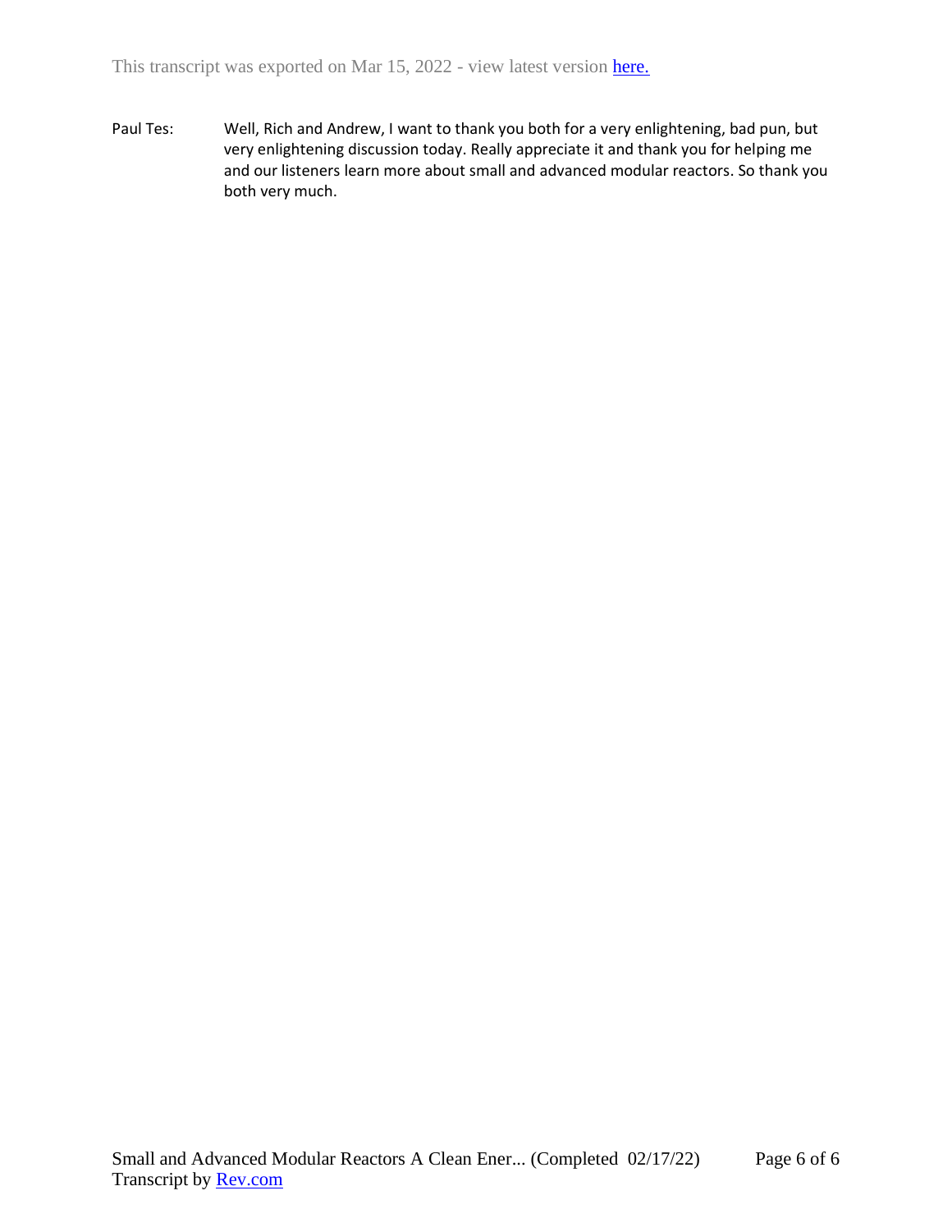Paul Tes: Well, Rich and Andrew, I want to thank you both for a very enlightening, bad pun, but very enlightening discussion today. Really appreciate it and thank you for helping me and our listeners learn more about small and advanced modular reactors. So thank you both very much.